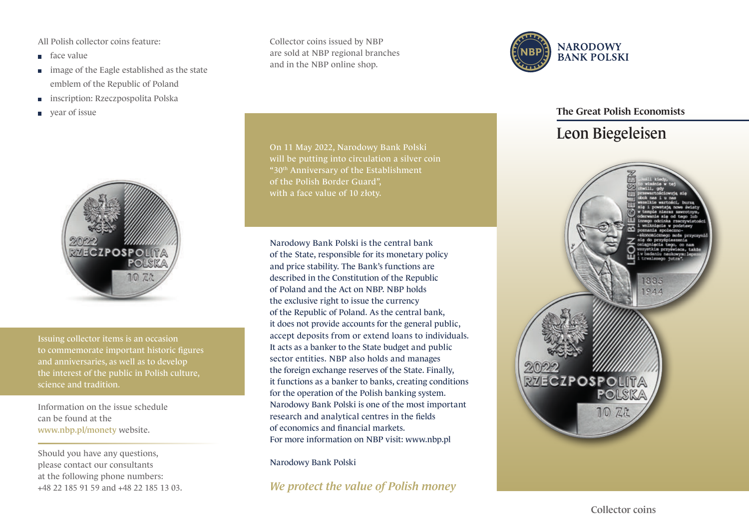All Polish collector coins feature:

- face value
- image of the Eagle established as the state emblem of the Republic of Poland
- inscription: Rzeczpospolita Polska
- year of issue

Issuing collector items is an occasion to commemorate important historic figures and anniversaries, as well as to develop the interest of the public in Polish culture, science and tradition.

Information on the issue schedule can be found at the www.nbp.pl/monety website.

Should you have any questions, please contact our consultants at the following phone numbers: +48 22 185 91 59 and +48 22 185 13 03.

Collector coins issued by NBP are sold at NBP regional branches and in the NBP online shop.

On 11 May 2022, Narodowy Bank Polski will be putting into circulation a silver coin "30th Anniversary of the Establishment of the Polish Border Guard", with a face value of 10 złoty.

Narodowy Bank Polski is the central bank of the State, responsible for its monetary policy and price stability. The Bank's functions are described in the Constitution of the Republic of Poland and the Act on NBP. NBP holds the exclusive right to issue the currency of the Republic of Poland. As the central bank, it does not provide accounts for the general public, accept deposits from or extend loans to individuals. It acts as a banker to the State budget and public sector entities. NBP also holds and manages the foreign exchange reserves of the State. Finally, it functions as a banker to banks, creating conditions for the operation of the Polish banking system. Narodowy Bank Polski is one of the most important research and analytical centres in the fields of economics and financial markets.
For more information on NBP visit: www.nbp.pl

Narodowy Bank Polski

*We protect the value of Polish money*

NARODOWY BANK POLSKI

## The Great Polish Economists

# Leon Biegeleisen

Collector coins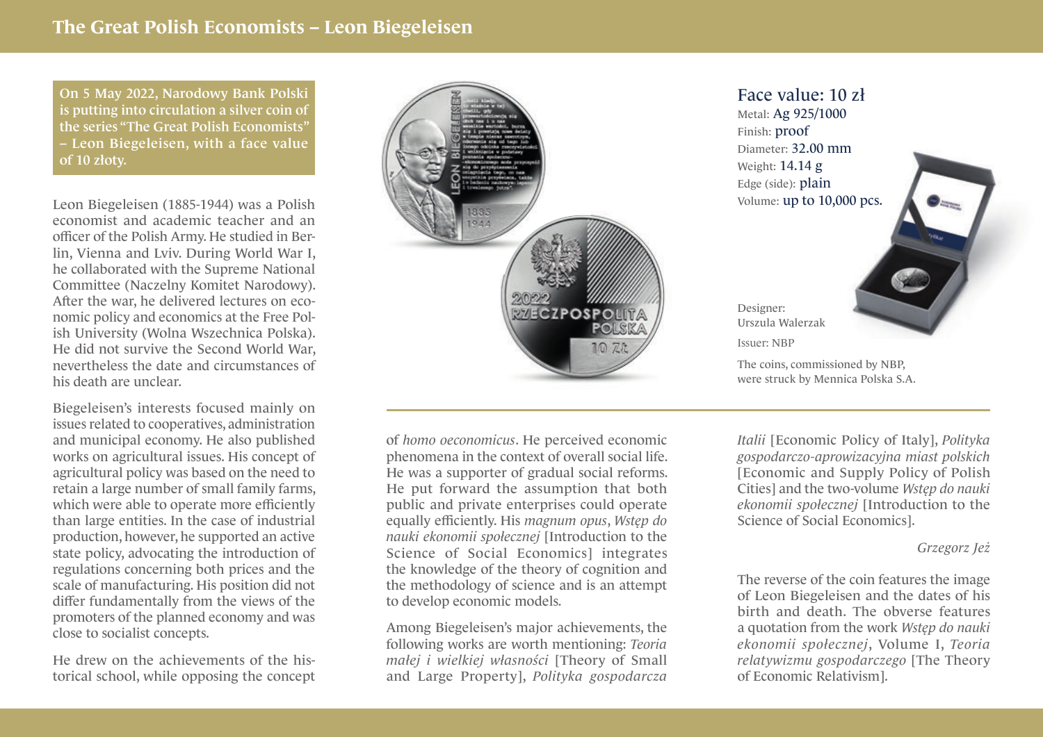# The Great Polish Economists – Leon Biegeleisen

**On 5 May 2022, Narodowy Bank Polski is putting into circulation a silver coin of the series "The Great Polish Economists" – Leon Biegeleisen, with a face value of 10 złoty.**

Leon Biegeleisen (1885-1944) was a Polish economist and academic teacher and an officer of the Polish Army. He studied in Berlin, Vienna and Lviv. During World War I, he collaborated with the Supreme National Committee (Naczelny Komitet Narodowy). After the war, he delivered lectures on economic policy and economics at the Free Polish University (Wolna Wszechnica Polska). He did not survive the Second World War, nevertheless the date and circumstances of his death are unclear.

Biegeleisen's interests focused mainly on issues related to cooperatives, administration and municipal economy. He also published works on agricultural issues. His concept of agricultural policy was based on the need to retain a large number of small family farms, which were able to operate more efficiently than large entities. In the case of industrial production, however, he supported an active state policy, advocating the introduction of regulations concerning both prices and the scale of manufacturing. His position did not differ fundamentally from the views of the promoters of the planned economy and was close to socialist concepts.

He drew on the achievements of the historical school, while opposing the concept of *homo oeconomicus*. He perceived economic phenomena in the context of overall social life. He was a supporter of gradual social reforms. He put forward the assumption that both public and private enterprises could operate equally efficiently. His *magnum opus*, *Wstęp do nauki ekonomii społecznej* [Introduction to the Science of Social Economics] integrates the knowledge of the theory of cognition and the methodology of science and is an attempt to develop economic models.

Among Biegeleisen's major achievements, the following works are worth mentioning: *Teoria małej i wielkiej własności* [Theory of Small and Large Property], *Polityka gospodarcza Italii* [Economic Policy of Italy], *Polityka gospodarczo-aprowizacyjna miast polskich* [Economic and Supply Policy of Polish Cities] and the two-volume *Wstęp do nauki ekonomii społecznej* [Introduction to the Science of Social Economics].

*Grzegorz Jeż*

The reverse of the coin features the image of Leon Biegeleisen and the dates of his birth and death. The obverse features a quotation from the work *Wstęp do nauki ekonomii społecznej*, Volume I, *Teoria relatywizmu gospodarczego* [The Theory of Economic Relativism].

Face value: 10 zł
Metal: Ag 925/1000
Finish: proof
Diameter: 32.00 mm
Weight: 14.14 g
Edge (side): plain
Volume: up to 10,000 pcs.

Designer: Urszula Walerzak

Issuer: NBP

The coins, commissioned by NBP, were struck by Mennica Polska S.A.